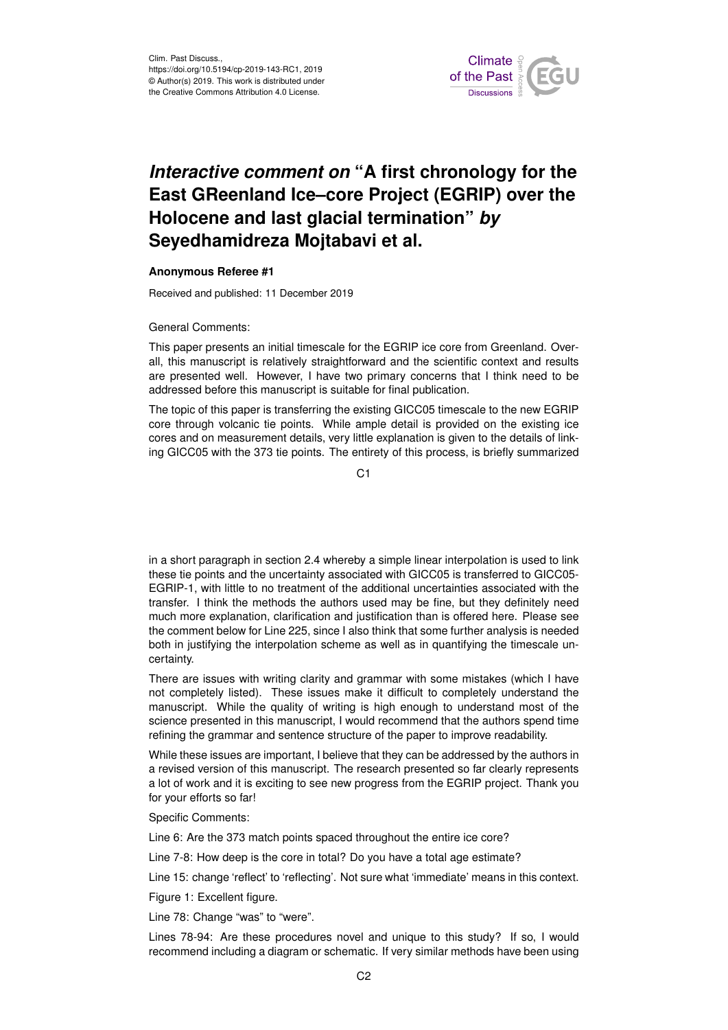Clim. Past Discuss.,
https://doi.org/10.5194/cp-2019-143-RC1, 2019
© Author(s) 2019. This work is distributed under
the Creative Commons Attribution 4.0 License.

# *Interactive comment on* "A first chronology for the East GReenland Ice–core Project (EGRIP) over the Holocene and last glacial termination" *by* Seyedhamidreza Mojtabavi et al.

**Anonymous Referee #1**

Received and published: 11 December 2019

General Comments:

This paper presents an initial timescale for the EGRIP ice core from Greenland. Overall, this manuscript is relatively straightforward and the scientific context and results are presented well. However, I have two primary concerns that I think need to be addressed before this manuscript is suitable for final publication.

The topic of this paper is transferring the existing GICC05 timescale to the new EGRIP core through volcanic tie points. While ample detail is provided on the existing ice cores and on measurement details, very little explanation is given to the details of linking GICC05 with the 373 tie points. The entirety of this process, is briefly summarized in a short paragraph in section 2.4 whereby a simple linear interpolation is used to link these tie points and the uncertainty associated with GICC05 is transferred to GICC05-EGRIP-1, with little to no treatment of the additional uncertainties associated with the transfer. I think the methods the authors used may be fine, but they definitely need much more explanation, clarification and justification than is offered here. Please see the comment below for Line 225, since I also think that some further analysis is needed both in justifying the interpolation scheme as well as in quantifying the timescale uncertainty.

There are issues with writing clarity and grammar with some mistakes (which I have not completely listed). These issues make it difficult to completely understand the manuscript. While the quality of writing is high enough to understand most of the science presented in this manuscript, I would recommend that the authors spend time refining the grammar and sentence structure of the paper to improve readability.

While these issues are important, I believe that they can be addressed by the authors in a revised version of this manuscript. The research presented so far clearly represents a lot of work and it is exciting to see new progress from the EGRIP project. Thank you for your efforts so far!

Specific Comments:

Line 6: Are the 373 match points spaced throughout the entire ice core?

Line 7-8: How deep is the core in total? Do you have a total age estimate?

Line 15: change 'reflect' to 'reflecting'. Not sure what 'immediate' means in this context.

Figure 1: Excellent figure.

Line 78: Change "was" to "were".

Lines 78-94: Are these procedures novel and unique to this study? If so, I would recommend including a diagram or schematic. If very similar methods have been using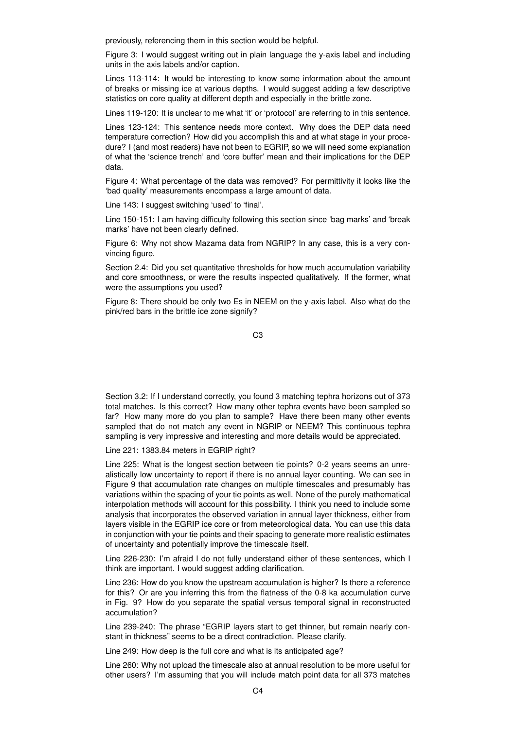previously, referencing them in this section would be helpful.

Figure 3: I would suggest writing out in plain language the y-axis label and including units in the axis labels and/or caption.

Lines 113-114: It would be interesting to know some information about the amount of breaks or missing ice at various depths. I would suggest adding a few descriptive statistics on core quality at different depth and especially in the brittle zone.

Lines 119-120: It is unclear to me what 'it' or 'protocol' are referring to in this sentence.

Lines 123-124: This sentence needs more context. Why does the DEP data need temperature correction? How did you accomplish this and at what stage in your procedure? I (and most readers) have not been to EGRIP, so we will need some explanation of what the 'science trench' and 'core buffer' mean and their implications for the DEP data.

Figure 4: What percentage of the data was removed? For permittivity it looks like the 'bad quality' measurements encompass a large amount of data.

Line 143: I suggest switching 'used' to 'final'.

Line 150-151: I am having difficulty following this section since 'bag marks' and 'break marks' have not been clearly defined.

Figure 6: Why not show Mazama data from NGRIP? In any case, this is a very convincing figure.

Section 2.4: Did you set quantitative thresholds for how much accumulation variability and core smoothness, or were the results inspected qualitatively. If the former, what were the assumptions you used?

Figure 8: There should be only two Es in NEEM on the y-axis label. Also what do the pink/red bars in the brittle ice zone signify?

Section 3.2: If I understand correctly, you found 3 matching tephra horizons out of 373 total matches. Is this correct? How many other tephra events have been sampled so far? How many more do you plan to sample? Have there been many other events sampled that do not match any event in NGRIP or NEEM? This continuous tephra sampling is very impressive and interesting and more details would be appreciated.

Line 221: 1383.84 meters in EGRIP right?

Line 225: What is the longest section between tie points? 0-2 years seems an unrealistically low uncertainty to report if there is no annual layer counting. We can see in Figure 9 that accumulation rate changes on multiple timescales and presumably has variations within the spacing of your tie points as well. None of the purely mathematical interpolation methods will account for this possibility. I think you need to include some analysis that incorporates the observed variation in annual layer thickness, either from layers visible in the EGRIP ice core or from meteorological data. You can use this data in conjunction with your tie points and their spacing to generate more realistic estimates of uncertainty and potentially improve the timescale itself.

Line 226-230: I'm afraid I do not fully understand either of these sentences, which I think are important. I would suggest adding clarification.

Line 236: How do you know the upstream accumulation is higher? Is there a reference for this? Or are you inferring this from the flatness of the 0-8 ka accumulation curve in Fig. 9? How do you separate the spatial versus temporal signal in reconstructed accumulation?

Line 239-240: The phrase "EGRIP layers start to get thinner, but remain nearly constant in thickness" seems to be a direct contradiction. Please clarify.

Line 249: How deep is the full core and what is its anticipated age?

Line 260: Why not upload the timescale also at annual resolution to be more useful for other users? I'm assuming that you will include match point data for all 373 matches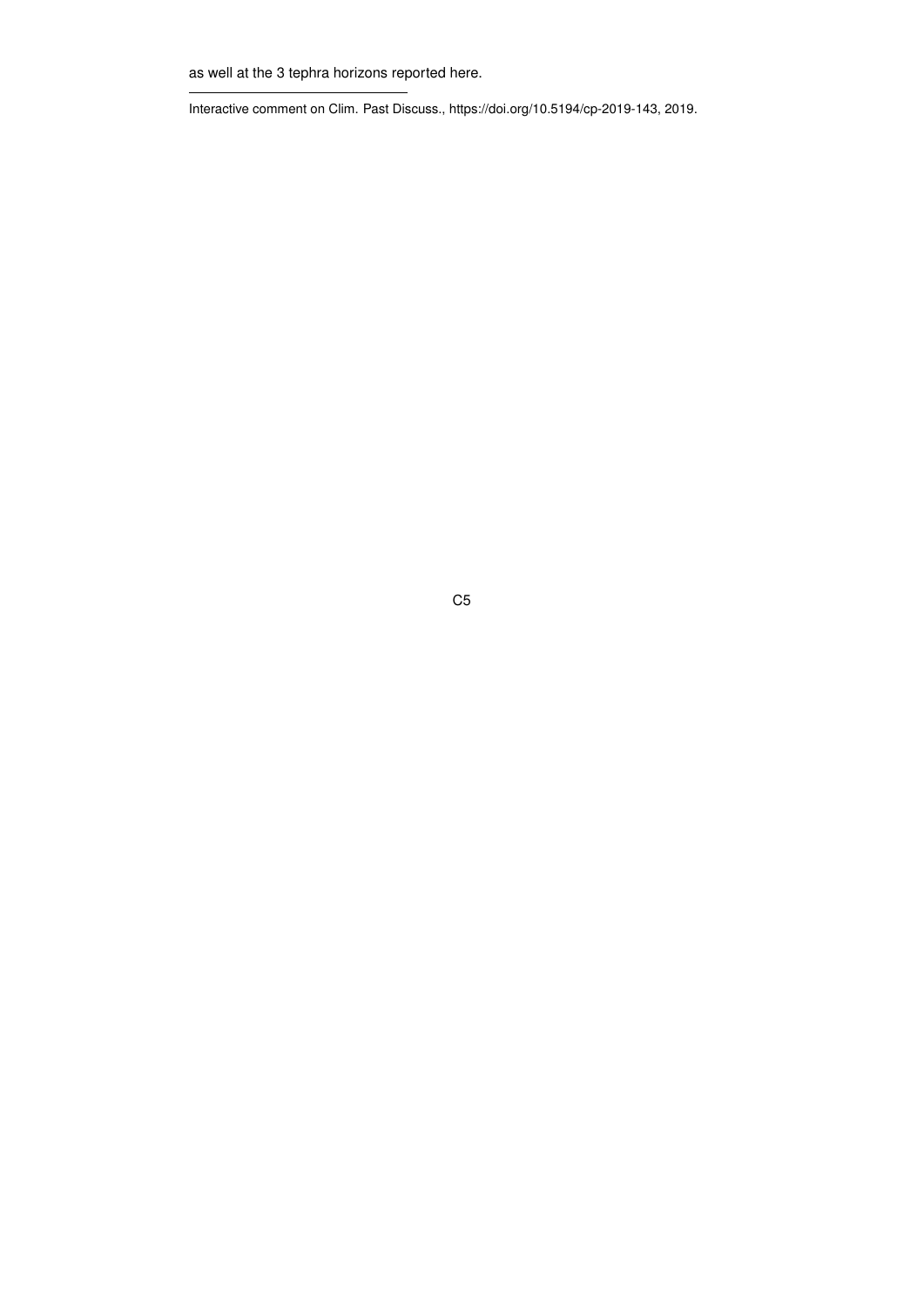as well at the 3 tephra horizons reported here.

---

Interactive comment on Clim. Past Discuss., https://doi.org/10.5194/cp-2019-143, 2019.